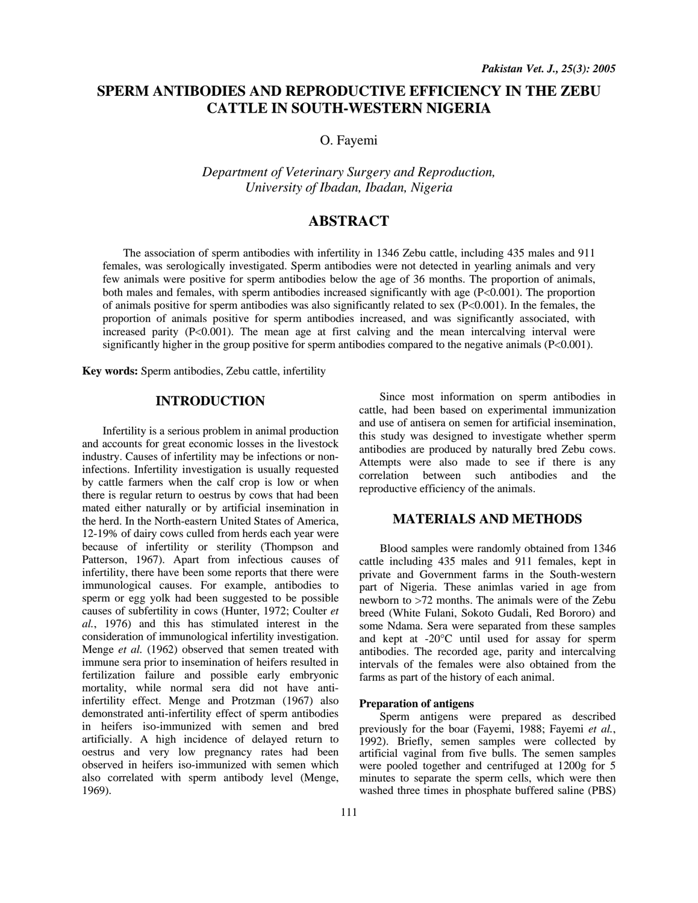# SPERM ANTIBODIES AND REPRODUCTIVE EFFICIENCY IN THE ZEBU CATTLE IN SOUTH-WESTERN NIGERIA

O. Fayemi

*Department of Veterinary Surgery and Reproduction, University of Ibadan, Ibadan, Nigeria*

## ABSTRACT

The association of sperm antibodies with infertility in 1346 Zebu cattle, including 435 males and 911 females, was serologically investigated. Sperm antibodies were not detected in yearling animals and very few animals were positive for sperm antibodies below the age of 36 months. The proportion of animals, both males and females, with sperm antibodies increased significantly with age ($P<0.001$). The proportion of animals positive for sperm antibodies was also significantly related to sex ($P<0.001$). In the females, the proportion of animals positive for sperm antibodies increased, and was significantly associated, with increased parity ($P<0.001$). The mean age at first calving and the mean intercalving interval were significantly higher in the group positive for sperm antibodies compared to the negative animals ($P<0.001$).

**Key words:** Sperm antibodies, Zebu cattle, infertility

## INTRODUCTION

Infertility is a serious problem in animal production and accounts for great economic losses in the livestock industry. Causes of infertility may be infections or non-infections. Infertility investigation is usually requested by cattle farmers when the calf crop is low or when there is regular return to oestrus by cows that had been mated either naturally or by artificial insemination in the herd. In the North-eastern United States of America, 12-19% of dairy cows culled from herds each year were because of infertility or sterility (Thompson and Patterson, 1967). Apart from infectious causes of infertility, there have been some reports that there were immunological causes. For example, antibodies to sperm or egg yolk had been suggested to be possible causes of subfertility in cows (Hunter, 1972; Coulter *et al.*, 1976) and this has stimulated interest in the consideration of immunological infertility investigation. Menge *et al.* (1962) observed that semen treated with immune sera prior to insemination of heifers resulted in fertilization failure and possible early embryonic mortality, while normal sera did not have anti-infertility effect. Menge and Protzman (1967) also demonstrated anti-infertility effect of sperm antibodies in heifers iso-immunized with semen and bred artificially. A high incidence of delayed return to oestrus and very low pregnancy rates had been observed in heifers iso-immunized with semen which also correlated with sperm antibody level (Menge, 1969).

Since most information on sperm antibodies in cattle, had been based on experimental immunization and use of antisera on semen for artificial insemination, this study was designed to investigate whether sperm antibodies are produced by naturally bred Zebu cows. Attempts were also made to see if there is any correlation between such antibodies and the reproductive efficiency of the animals.

## MATERIALS AND METHODS

Blood samples were randomly obtained from 1346 cattle including 435 males and 911 females, kept in private and Government farms in the South-western part of Nigeria. These animlas varied in age from newborn to >72 months. The animals were of the Zebu breed (White Fulani, Sokoto Gudali, Red Bororo) and some Ndama. Sera were separated from these samples and kept at -20°C until used for assay for sperm antibodies. The recorded age, parity and intercalving intervals of the females were also obtained from the farms as part of the history of each animal.

### Preparation of antigens

Sperm antigens were prepared as described previously for the boar (Fayemi, 1988; Fayemi *et al.*, 1992). Briefly, semen samples were collected by artificial vaginal from five bulls. The semen samples were pooled together and centrifuged at 1200g for 5 minutes to separate the sperm cells, which were then washed three times in phosphate buffered saline (PBS)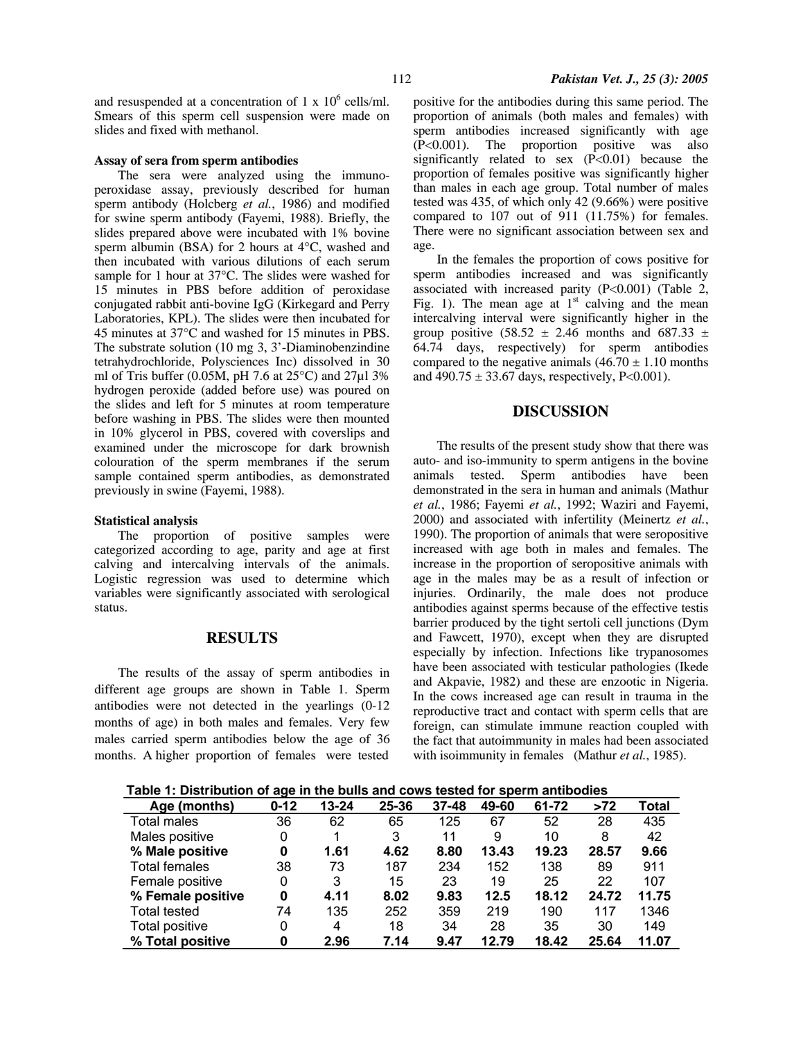and resuspended at a concentration of 1 x $10^6$ cells/ml. Smears of this sperm cell suspension were made on slides and fixed with methanol.

**Assay of sera from sperm antibodies**

The sera were analyzed using the immuno-peroxidase assay, previously described for human sperm antibody (Holcberg *et al.*, 1986) and modified for swine sperm antibody (Fayemi, 1988). Briefly, the slides prepared above were incubated with 1% bovine sperm albumin (BSA) for 2 hours at 4°C, washed and then incubated with various dilutions of each serum sample for 1 hour at 37°C. The slides were washed for 15 minutes in PBS before addition of peroxidase conjugated rabbit anti-bovine IgG (Kirkegard and Perry Laboratories, KPL). The slides were then incubated for 45 minutes at 37°C and washed for 15 minutes in PBS. The substrate solution (10 mg 3, 3'-Diaminobenzindine tetrahydrochloride, Polysciences Inc) dissolved in 30 ml of Tris buffer (0.05M, pH 7.6 at 25°C) and 27µl 3% hydrogen peroxide (added before use) was poured on the slides and left for 5 minutes at room temperature before washing in PBS. The slides were then mounted in 10% glycerol in PBS, covered with coverslips and examined under the microscope for dark brownish colouration of the sperm membranes if the serum sample contained sperm antibodies, as demonstrated previously in swine (Fayemi, 1988).

**Statistical analysis**

The proportion of positive samples were categorized according to age, parity and age at first calving and intercalving intervals of the animals. Logistic regression was used to determine which variables were significantly associated with serological status.

## RESULTS

The results of the assay of sperm antibodies in different age groups are shown in Table 1. Sperm antibodies were not detected in the yearlings (0-12 months of age) in both males and females. Very few males carried sperm antibodies below the age of 36 months. A higher proportion of females were tested positive for the antibodies during this same period. The proportion of animals (both males and females) with sperm antibodies increased significantly with age ($P<0.001$). The proportion positive was also significantly related to sex ($P<0.01$) because the proportion of females positive was significantly higher than males in each age group. Total number of males tested was 435, of which only 42 (9.66%) were positive compared to 107 out of 911 (11.75%) for females. There were no significant association between sex and age.

In the females the proportion of cows positive for sperm antibodies increased and was significantly associated with increased parity ($P<0.001$) (Table 2, Fig. 1). The mean age at 1st calving and the mean intercalving interval were significantly higher in the group positive (58.52 ± 2.46 months and 687.33 ± 64.74 days, respectively) for sperm antibodies compared to the negative animals (46.70 ± 1.10 months and 490.75 ± 33.67 days, respectively, $P<0.001$).

## DISCUSSION

The results of the present study show that there was auto- and iso-immunity to sperm antigens in the bovine animals tested. Sperm antibodies have been demonstrated in the sera in human and animals (Mathur *et al.*, 1986; Fayemi *et al.*, 1992; Waziri and Fayemi, 2000) and associated with infertility (Meinertz *et al.*, 1990). The proportion of animals that were seropositive increased with age both in males and females. The increase in the proportion of seropositive animals with age in the males may be as a result of infection or injuries. Ordinarily, the male does not produce antibodies against sperms because of the effective testis barrier produced by the tight sertoli cell junctions (Dym and Fawcett, 1970), except when they are disrupted especially by infection. Infections like trypanosomes have been associated with testicular pathologies (Ikede and Akpavie, 1982) and these are enzootic in Nigeria. In the cows increased age can result in trauma in the reproductive tract and contact with sperm cells that are foreign, can stimulate immune reaction coupled with the fact that autoimmunity in males had been associated with isoimmunity in females (Mathur *et al.*, 1985).

**Table 1: Distribution of age in the bulls and cows tested for sperm antibodies**

| Age (months) | 0-12 | 13-24 | 25-36 | 37-48 | 49-60 | 61-72 | >72 | Total |
|---|---|---|---|---|---|---|---|---|
| Total males | 36 | 62 | 65 | 125 | 67 | 52 | 28 | 435 |
| Males positive | 0 | 1 | 3 | 11 | 9 | 10 | 8 | 42 |
| **% Male positive** | **0** | **1.61** | **4.62** | **8.80** | **13.43** | **19.23** | **28.57** | **9.66** |
| Total females | 38 | 73 | 187 | 234 | 152 | 138 | 89 | 911 |
| Female positive | 0 | 3 | 15 | 23 | 19 | 25 | 22 | 107 |
| **% Female positive** | **0** | **4.11** | **8.02** | **9.83** | **12.5** | **18.12** | **24.72** | **11.75** |
| Total tested | 74 | 135 | 252 | 359 | 219 | 190 | 117 | 1346 |
| Total positive | 0 | 4 | 18 | 34 | 28 | 35 | 30 | 149 |
| **% Total positive** | **0** | **2.96** | **7.14** | **9.47** | **12.79** | **18.42** | **25.64** | **11.07** |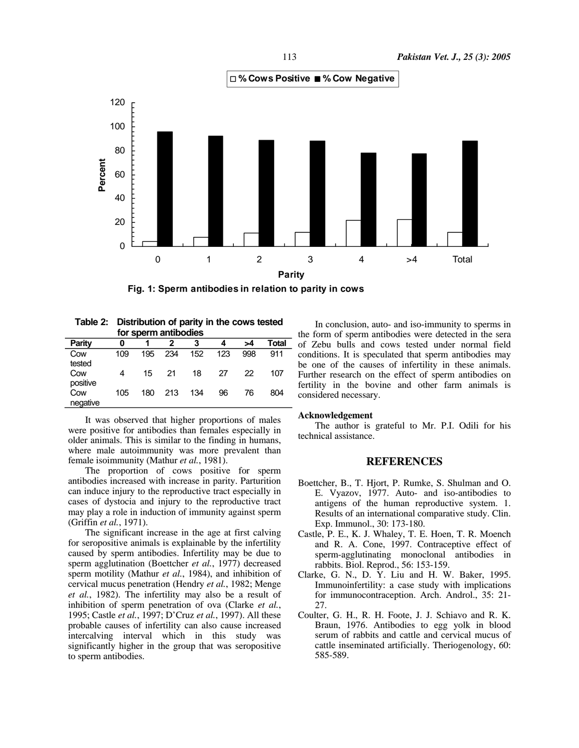Fig. 1: Sperm antibodies in relation to parity in cows

**Table 2: Distribution of parity in the cows tested for sperm antibodies**

| Parity | 0 | 1 | 2 | 3 | 4 | >4 | Total |
|---|---|---|---|---|---|---|---|
| Cow tested | 109 | 195 | 234 | 152 | 123 | 998 | 911 |
| Cow positive | 4 | 15 | 21 | 18 | 27 | 22 | 107 |
| Cow negative | 105 | 180 | 213 | 134 | 96 | 76 | 804 |

It was observed that higher proportions of males were positive for antibodies than females especially in older animals. This is similar to the finding in humans, where male autoimmunity was more prevalent than female isoimmunity (Mathur *et al.*, 1981).

The proportion of cows positive for sperm antibodies increased with increase in parity. Parturition can induce injury to the reproductive tract especially in cases of dystocia and injury to the reproductive tract may play a role in induction of immunity against sperm (Griffin *et al.*, 1971).

The significant increase in the age at first calving for seropositive animals is explainable by the infertility caused by sperm antibodies. Infertility may be due to sperm agglutination (Boettcher *et al.*, 1977) decreased sperm motility (Mathur *et al.*, 1984), and inhibition of cervical mucus penetration (Hendry *et al.*, 1982; Menge *et al.*, 1982). The infertility may also be a result of inhibition of sperm penetration of ova (Clarke *et al.*, 1995; Castle *et al.*, 1997; D'Cruz *et al.*, 1997). All these probable causes of infertility can also cause increased intercalving interval which in this study was significantly higher in the group that was seropositive to sperm antibodies.

In conclusion, auto- and iso-immunity to sperms in the form of sperm antibodies were detected in the sera of Zebu bulls and cows tested under normal field conditions. It is speculated that sperm antibodies may be one of the causes of infertility in these animals. Further research on the effect of sperm antibodies on fertility in the bovine and other farm animals is considered necessary.

**Acknowledgement**

The author is grateful to Mr. P.I. Odili for his technical assistance.

## REFERENCES

Boettcher, B., T. Hjort, P. Rumke, S. Shulman and O. E. Vyazov, 1977. Auto- and iso-antibodies to antigens of the human reproductive system. 1. Results of an international comparative study. Clin. Exp. Immunol., 30: 173-180.

Castle, P. E., K. J. Whaley, T. E. Hoen, T. R. Moench and R. A. Cone, 1997. Contraceptive effect of sperm-agglutinating monoclonal antibodies in rabbits. Biol. Reprod., 56: 153-159.

Clarke, G. N., D. Y. Liu and H. W. Baker, 1995. Immunoinfertility: a case study with implications for immunocontraception. Arch. Androl., 35: 21-27.

Coulter, G. H., R. H. Foote, J. J. Schiavo and R. K. Braun, 1976. Antibodies to egg yolk in blood serum of rabbits and cattle and cervical mucus of cattle inseminated artificially. Theriogenology, 60: 585-589.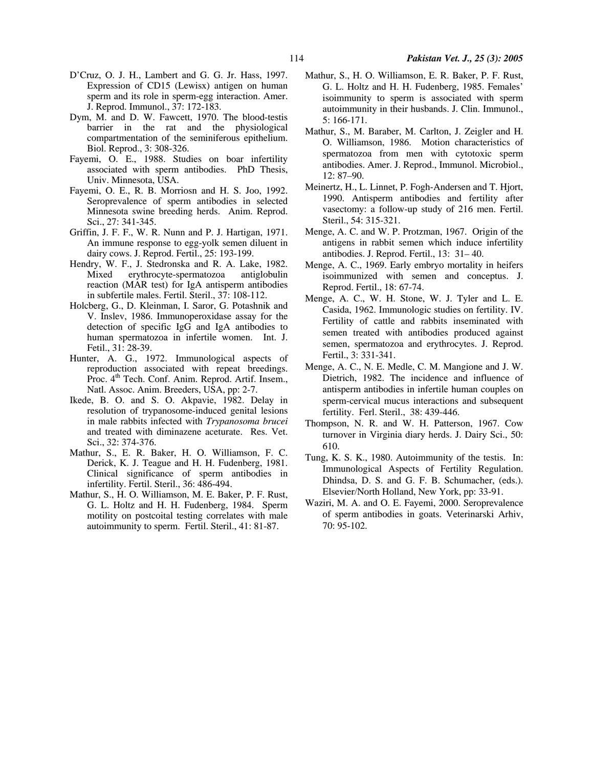D'Cruz, O. J. H., Lambert and G. G. Jr. Hass, 1997. Expression of CD15 (Lewisx) antigen on human sperm and its role in sperm-egg interaction. Amer. J. Reprod. Immunol., 37: 172-183.

Dym, M. and D. W. Fawcett, 1970. The blood-testis barrier in the rat and the physiological compartmentation of the seminiferous epithelium. Biol. Reprod., 3: 308-326.

Fayemi, O. E., 1988. Studies on boar infertility associated with sperm antibodies. PhD Thesis, Univ. Minnesota, USA.

Fayemi, O. E., R. B. Morriosn and H. S. Joo, 1992. Seroprevalence of sperm antibodies in selected Minnesota swine breeding herds. Anim. Reprod. Sci., 27: 341-345.

Griffin, J. F. F., W. R. Nunn and P. J. Hartigan, 1971. An immune response to egg-yolk semen diluent in dairy cows. J. Reprod. Fertil., 25: 193-199.

Hendry, W. F., J. Stedronska and R. A. Lake, 1982. Mixed erythrocyte-spermatozoa antiglobulin reaction (MAR test) for IgA antisperm antibodies in subfertile males. Fertil. Steril., 37: 108-112.

Holcberg, G., D. Kleinman, I. Saror, G. Potashnik and V. Inslev, 1986. Immunoperoxidase assay for the detection of specific IgG and IgA antibodies to human spermatozoa in infertile women. Int. J. Fetil., 31: 28-39.

Hunter, A. G., 1972. Immunological aspects of reproduction associated with repeat breedings. Proc. 4th Tech. Conf. Anim. Reprod. Artif. Insem., Natl. Assoc. Anim. Breeders, USA, pp: 2-7.

Ikede, B. O. and S. O. Akpavie, 1982. Delay in resolution of trypanosome-induced genital lesions in male rabbits infected with *Trypanosoma brucei* and treated with diminazene aceturate. Res. Vet. Sci., 32: 374-376.

Mathur, S., E. R. Baker, H. O. Williamson, F. C. Derick, K. J. Teague and H. H. Fudenberg, 1981. Clinical significance of sperm antibodies in infertility. Fertil. Steril., 36: 486-494.

Mathur, S., H. O. Williamson, M. E. Baker, P. F. Rust, G. L. Holtz and H. H. Fudenberg, 1984. Sperm motility on postcoital testing correlates with male autoimmunity to sperm. Fertil. Steril., 41: 81-87.

Mathur, S., H. O. Williamson, E. R. Baker, P. F. Rust, G. L. Holtz and H. H. Fudenberg, 1985. Females' isoimmunity to sperm is associated with sperm autoimmunity in their husbands. J. Clin. Immunol., 5: 166-171.

Mathur, S., M. Baraber, M. Carlton, J. Zeigler and H. O. Williamson, 1986. Motion characteristics of spermatozoa from men with cytotoxic sperm antibodies. Amer. J. Reprod., Immunol. Microbiol., 12: 87–90.

Meinertz, H., L. Linnet, P. Fogh-Andersen and T. Hjort, 1990. Antisperm antibodies and fertility after vasectomy: a follow-up study of 216 men. Fertil. Steril., 54: 315-321.

Menge, A. C. and W. P. Protzman, 1967. Origin of the antigens in rabbit semen which induce infertility antibodies. J. Reprod. Fertil., 13: 31– 40.

Menge, A. C., 1969. Early embryo mortality in heifers isoimmunized with semen and conceptus. J. Reprod. Fertil., 18: 67-74.

Menge, A. C., W. H. Stone, W. J. Tyler and L. E. Casida, 1962. Immunologic studies on fertility. IV. Fertility of cattle and rabbits inseminated with semen treated with antibodies produced against semen, spermatozoa and erythrocytes. J. Reprod. Fertil., 3: 331-341.

Menge, A. C., N. E. Medle, C. M. Mangione and J. W. Dietrich, 1982. The incidence and influence of antisperm antibodies in infertile human couples on sperm-cervical mucus interactions and subsequent fertility. Ferl. Steril., 38: 439-446.

Thompson, N. R. and W. H. Patterson, 1967. Cow turnover in Virginia diary herds. J. Dairy Sci., 50: 610.

Tung, K. S. K., 1980. Autoimmunity of the testis. In: Immunological Aspects of Fertility Regulation. Dhindsa, D. S. and G. F. B. Schumacher, (eds.). Elsevier/North Holland, New York, pp: 33-91.

Waziri, M. A. and O. E. Fayemi, 2000. Seroprevalence of sperm antibodies in goats. Veterinarski Arhiv, 70: 95-102.